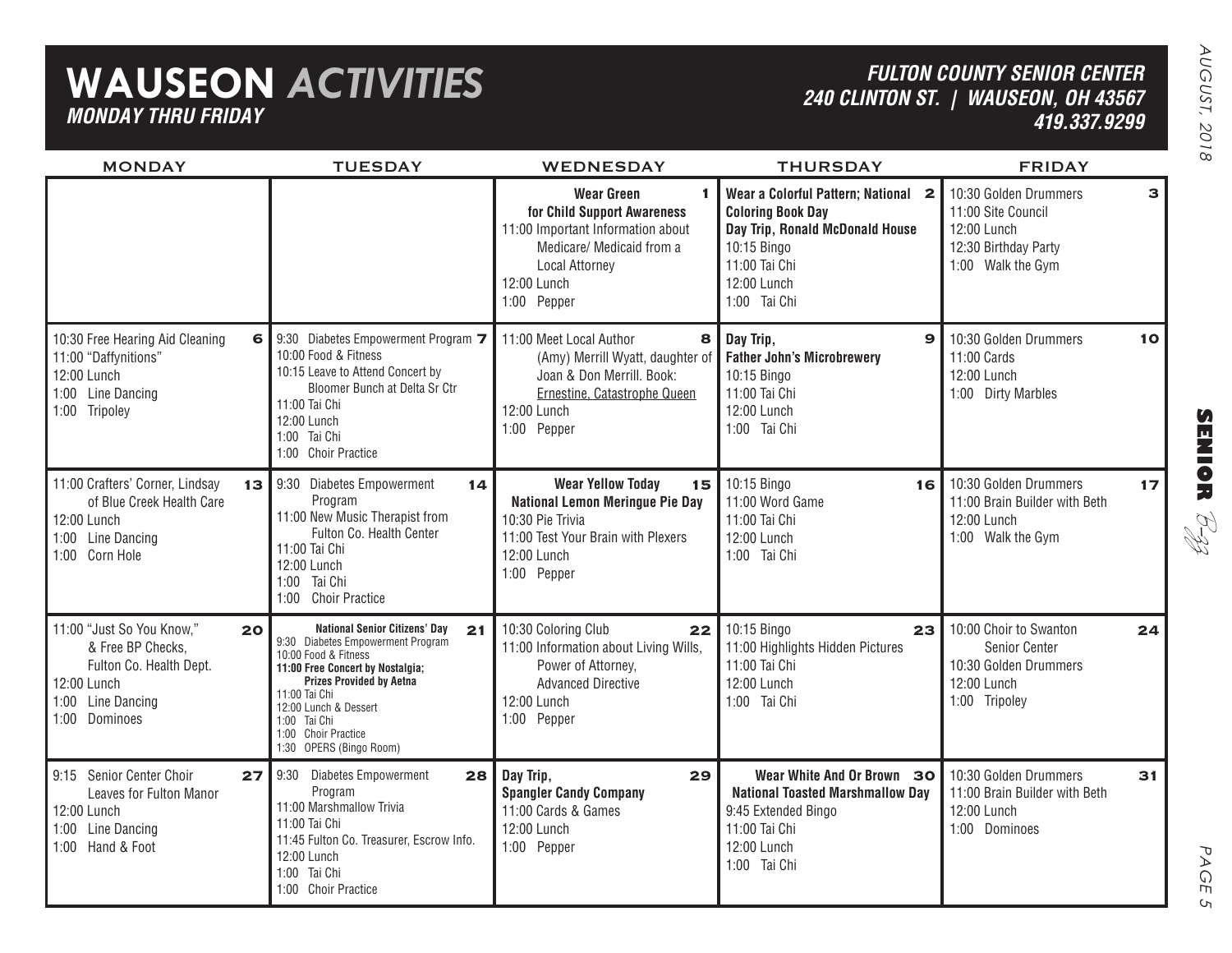# WAUSEON *ACTIVITIES*

***MONDAY THRU FRIDAY***

***FULTON COUNTY SENIOR CENTER***
***240 CLINTON ST. | WAUSEON, OH 43567***
***419.337.9299***

| MONDAY | TUESDAY | WEDNESDAY | THURSDAY | FRIDAY |
|---|---|---|---|---|
| | | **1** **Wear Green for Child Support Awareness**<br>11:00 Important Information about Medicare/ Medicaid from a Local Attorney<br>12:00 Lunch<br>1:00 Pepper | **2** **Wear a Colorful Pattern; National Coloring Book Day**<br>**Day Trip, Ronald McDonald House**<br>10:15 Bingo<br>11:00 Tai Chi<br>12:00 Lunch<br>1:00 Tai Chi | **3** 10:30 Golden Drummers<br>11:00 Site Council<br>12:00 Lunch<br>12:30 Birthday Party<br>1:00 Walk the Gym |
| **6** 10:30 Free Hearing Aid Cleaning<br>11:00 "Daffynitions"<br>12:00 Lunch<br>1:00 Line Dancing<br>1:00 Tripoley | **7** 9:30 Diabetes Empowerment Program<br>10:00 Food & Fitness<br>10:15 Leave to Attend Concert by Bloomer Bunch at Delta Sr Ctr<br>11:00 Tai Chi<br>12:00 Lunch<br>1:00 Tai Chi<br>1:00 Choir Practice | **8** 11:00 Meet Local Author (Amy) Merrill Wyatt, daughter of Joan & Don Merrill. Book: Ernestine, Catastrophe Queen<br>12:00 Lunch<br>1:00 Pepper | **9** Day Trip, **Father John's Microbrewery**<br>10:15 Bingo<br>11:00 Tai Chi<br>12:00 Lunch<br>1:00 Tai Chi | **10** 10:30 Golden Drummers<br>11:00 Cards<br>12:00 Lunch<br>1:00 Dirty Marbles |
| **13** 11:00 Crafters' Corner, Lindsay of Blue Creek Health Care<br>12:00 Lunch<br>1:00 Line Dancing<br>1:00 Corn Hole | **14** 9:30 Diabetes Empowerment Program<br>11:00 New Music Therapist from Fulton Co. Health Center<br>11:00 Tai Chi<br>12:00 Lunch<br>1:00 Tai Chi<br>1:00 Choir Practice | **15** **Wear Yellow Today**<br>**National Lemon Meringue Pie Day**<br>10:30 Pie Trivia<br>11:00 Test Your Brain with Plexers<br>12:00 Lunch<br>1:00 Pepper | **16** 10:15 Bingo<br>11:00 Word Game<br>11:00 Tai Chi<br>12:00 Lunch<br>1:00 Tai Chi | **17** 10:30 Golden Drummers<br>11:00 Brain Builder with Beth<br>12:00 Lunch<br>1:00 Walk the Gym |
| **20** 11:00 "Just So You Know," & Free BP Checks, Fulton Co. Health Dept.<br>12:00 Lunch<br>1:00 Line Dancing<br>1:00 Dominoes | **21** **National Senior Citizens' Day**<br>9:30 Diabetes Empowerment Program<br>10:00 Food & Fitness<br>**11:00 Free Concert by Nostalgia; Prizes Provided by Aetna**<br>11:00 Tai Chi<br>12:00 Lunch & Dessert<br>1:00 Tai Chi<br>1:00 Choir Practice<br>1:30 OPERS (Bingo Room) | **22** 10:30 Coloring Club<br>11:00 Information about Living Wills, Power of Attorney, Advanced Directive<br>12:00 Lunch<br>1:00 Pepper | **23** 10:15 Bingo<br>11:00 Highlights Hidden Pictures<br>11:00 Tai Chi<br>12:00 Lunch<br>1:00 Tai Chi | **24** 10:00 Choir to Swanton Senior Center<br>10:30 Golden Drummers<br>12:00 Lunch<br>1:00 Tripoley |
| **27** 9:15 Senior Center Choir Leaves for Fulton Manor<br>12:00 Lunch<br>1:00 Line Dancing<br>1:00 Hand & Foot | **28** 9:30 Diabetes Empowerment Program<br>11:00 Marshmallow Trivia<br>11:00 Tai Chi<br>11:45 Fulton Co. Treasurer, Escrow Info.<br>12:00 Lunch<br>1:00 Tai Chi<br>1:00 Choir Practice | **29** Day Trip, **Spangler Candy Company**<br>11:00 Cards & Games<br>12:00 Lunch<br>1:00 Pepper | **30** **Wear White And Or Brown**<br>**National Toasted Marshmallow Day**<br>9:45 Extended Bingo<br>11:00 Tai Chi<br>12:00 Lunch<br>1:00 Tai Chi | **31** 10:30 Golden Drummers<br>11:00 Brain Builder with Beth<br>12:00 Lunch<br>1:00 Dominoes |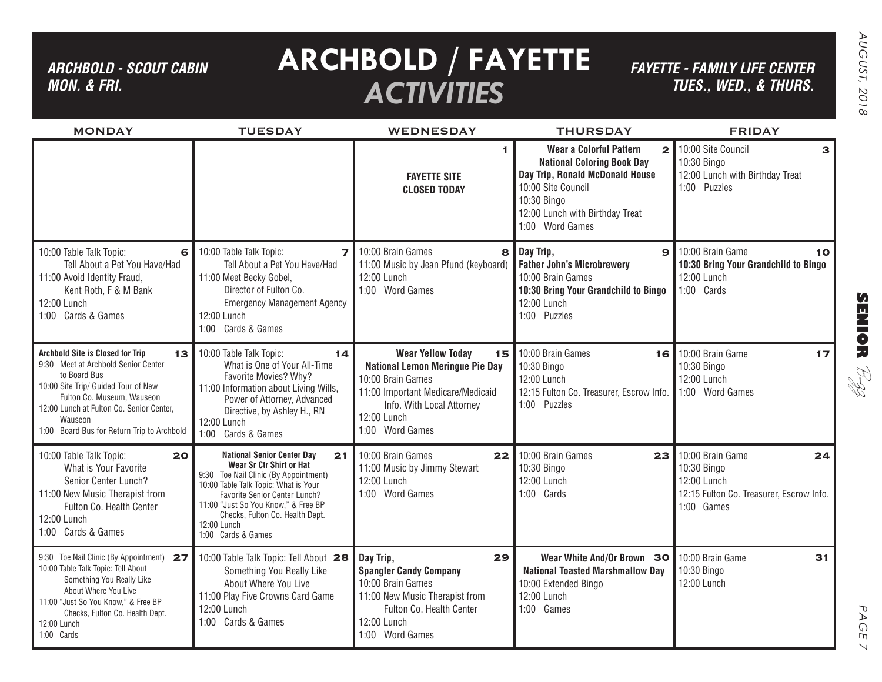*ARCHBOLD - SCOUT CABIN*
*MON. & FRI.*

# ARCHBOLD / FAYETTE *ACTIVITIES*

*FAYETTE - FAMILY LIFE CENTER*
*TUES., WED., & THURS.*

*AUGUST, 2018*

| MONDAY | TUESDAY | WEDNESDAY | THURSDAY | FRIDAY |
|---|---|---|---|---|
| | | **1**<br>**FAYETTE SITE CLOSED TODAY** | **2**<br>**Wear a Colorful Pattern**<br>**National Coloring Book Day**<br>**Day Trip, Ronald McDonald House**<br>10:00 Site Council<br>10:30 Bingo<br>12:00 Lunch with Birthday Treat<br>1:00 Word Games | **3**<br>10:00 Site Council<br>10:30 Bingo<br>12:00 Lunch with Birthday Treat<br>1:00 Puzzles |
| **6**<br>10:00 Table Talk Topic: Tell About a Pet You Have/Had<br>11:00 Avoid Identity Fraud, Kent Roth, F & M Bank<br>12:00 Lunch<br>1:00 Cards & Games | **7**<br>10:00 Table Talk Topic: Tell About a Pet You Have/Had<br>11:00 Meet Becky Gobel, Director of Fulton Co. Emergency Management Agency<br>12:00 Lunch<br>1:00 Cards & Games | **8**<br>10:00 Brain Games<br>11:00 Music by Jean Pfund (keyboard)<br>12:00 Lunch<br>1:00 Word Games | **9**<br>**Day Trip, Father John's Microbrewery**<br>10:00 Brain Games<br>**10:30 Bring Your Grandchild to Bingo**<br>12:00 Lunch<br>1:00 Puzzles | **10**<br>10:00 Brain Game<br>**10:30 Bring Your Grandchild to Bingo**<br>12:00 Lunch<br>1:00 Cards |
| **13**<br>**Archbold Site is Closed for Trip**<br>9:30 Meet at Archbold Senior Center to Board Bus<br>10:00 Site Trip/ Guided Tour of New Fulton Co. Museum, Wauseon<br>12:00 Lunch at Fulton Co. Senior Center, Wauseon<br>1:00 Board Bus for Return Trip to Archbold | **14**<br>10:00 Table Talk Topic: What is One of Your All-Time Favorite Movies? Why?<br>11:00 Information about Living Wills, Power of Attorney, Advanced Directive, by Ashley H., RN<br>12:00 Lunch<br>1:00 Cards & Games | **15**<br>**Wear Yellow Today**<br>**National Lemon Meringue Pie Day**<br>10:00 Brain Games<br>11:00 Important Medicare/Medicaid Info. With Local Attorney<br>12:00 Lunch<br>1:00 Word Games | **16**<br>10:00 Brain Games<br>10:30 Bingo<br>12:00 Lunch<br>12:15 Fulton Co. Treasurer, Escrow Info.<br>1:00 Puzzles | **17**<br>10:00 Brain Game<br>10:30 Bingo<br>12:00 Lunch<br>1:00 Word Games |
| **20**<br>10:00 Table Talk Topic: What is Your Favorite Senior Center Lunch?<br>11:00 New Music Therapist from Fulton Co. Health Center<br>12:00 Lunch<br>1:00 Cards & Games | **21**<br>**National Senior Center Day**<br>**Wear Sr Ctr Shirt or Hat**<br>9:30 Toe Nail Clinic (By Appointment)<br>10:00 Table Talk Topic: What is Your Favorite Senior Center Lunch?<br>11:00 "Just So You Know," & Free BP Checks, Fulton Co. Health Dept.<br>12:00 Lunch<br>1:00 Cards & Games | **22**<br>10:00 Brain Games<br>11:00 Music by Jimmy Stewart<br>12:00 Lunch<br>1:00 Word Games | **23**<br>10:00 Brain Games<br>10:30 Bingo<br>12:00 Lunch<br>1:00 Cards | **24**<br>10:00 Brain Game<br>10:30 Bingo<br>12:00 Lunch<br>12:15 Fulton Co. Treasurer, Escrow Info.<br>1:00 Games |
| **27**<br>9:30 Toe Nail Clinic (By Appointment)<br>10:00 Table Talk Topic: Tell About Something You Really Like About Where You Live<br>11:00 "Just So You Know," & Free BP Checks, Fulton Co. Health Dept.<br>12:00 Lunch<br>1:00 Cards | **28**<br>10:00 Table Talk Topic: Tell About Something You Really Like About Where You Live<br>11:00 Play Five Crowns Card Game<br>12:00 Lunch<br>1:00 Cards & Games | **29**<br>**Day Trip, Spangler Candy Company**<br>10:00 Brain Games<br>11:00 New Music Therapist from Fulton Co. Health Center<br>12:00 Lunch<br>1:00 Word Games | **30**<br>**Wear White And/Or Brown**<br>**National Toasted Marshmallow Day**<br>10:00 Extended Bingo<br>12:00 Lunch<br>1:00 Games | **31**<br>10:00 Brain Game<br>10:30 Bingo<br>12:00 Lunch |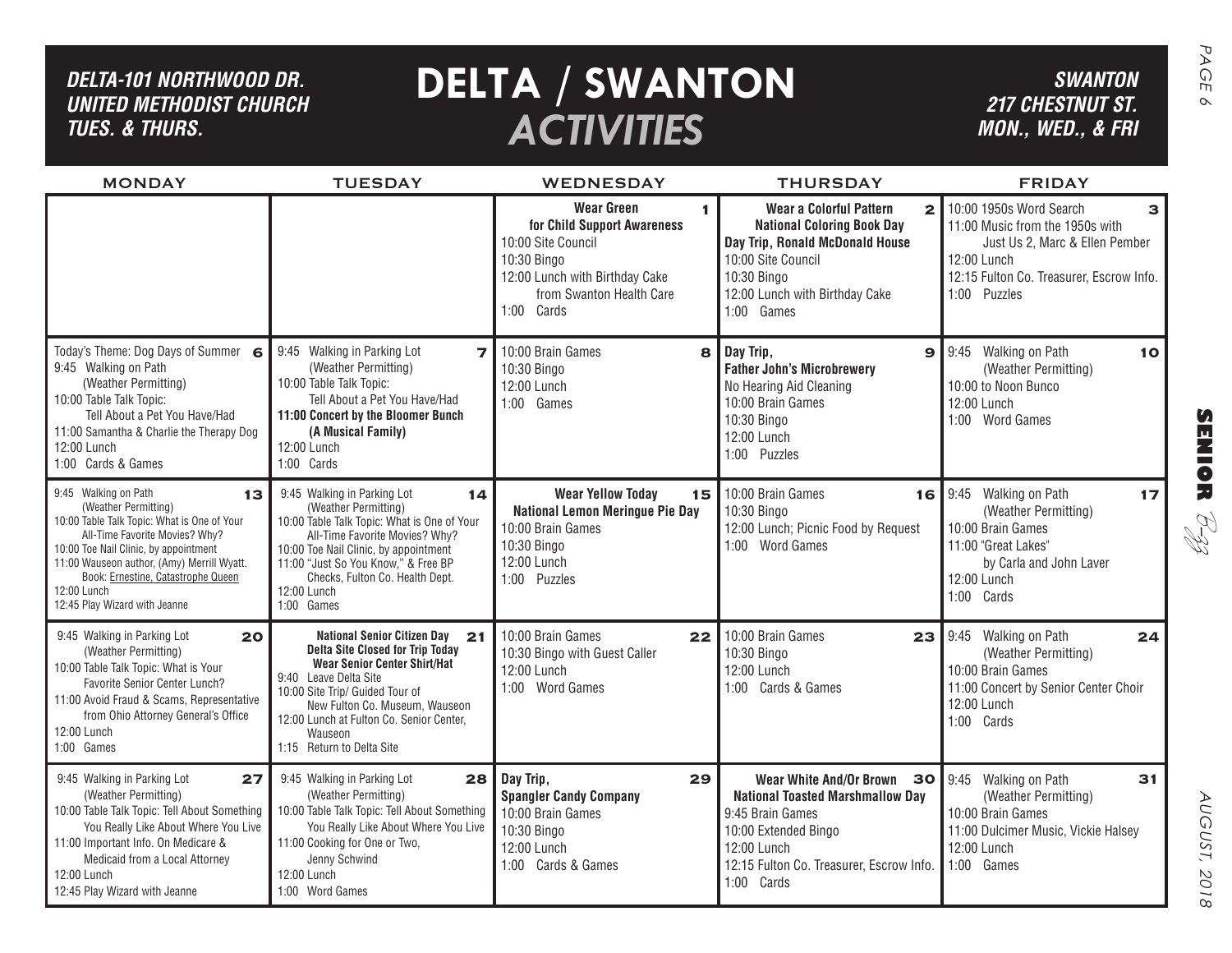*DELTA-101 NORTHWOOD DR.*
*UNITED METHODIST CHURCH*
*TUES. & THURS.*

# DELTA / SWANTON *ACTIVITIES*

*SWANTON*
*217 CHESTNUT ST.*
*MON., WED., & FRI*

| MONDAY | TUESDAY | WEDNESDAY | THURSDAY | FRIDAY |
|---|---|---|---|---|
| | | **1** **Wear Green for Child Support Awareness**<br>10:00 Site Council<br>10:30 Bingo<br>12:00 Lunch with Birthday Cake from Swanton Health Care<br>1:00 Cards | **2** **Wear a Colorful Pattern**<br>**National Coloring Book Day**<br>**Day Trip, Ronald McDonald House**<br>10:00 Site Council<br>10:30 Bingo<br>12:00 Lunch with Birthday Cake<br>1:00 Games | **3** 10:00 1950s Word Search<br>11:00 Music from the 1950s with Just Us 2, Marc & Ellen Pember<br>12:00 Lunch<br>12:15 Fulton Co. Treasurer, Escrow Info.<br>1:00 Puzzles |
| **6** Today's Theme: Dog Days of Summer<br>9:45 Walking on Path (Weather Permitting)<br>10:00 Table Talk Topic: Tell About a Pet You Have/Had<br>11:00 Samantha & Charlie the Therapy Dog<br>12:00 Lunch<br>1:00 Cards & Games | **7** 9:45 Walking in Parking Lot (Weather Permitting)<br>10:00 Table Talk Topic: Tell About a Pet You Have/Had<br>**11:00 Concert by the Bloomer Bunch (A Musical Family)**<br>12:00 Lunch<br>1:00 Cards | **8** 10:00 Brain Games<br>10:30 Bingo<br>12:00 Lunch<br>1:00 Games | **9** **Day Trip, Father John's Microbrewery**<br>No Hearing Aid Cleaning<br>10:00 Brain Games<br>10:30 Bingo<br>12:00 Lunch<br>1:00 Puzzles | **10** 9:45 Walking on Path (Weather Permitting)<br>10:00 to Noon Bunco<br>12:00 Lunch<br>1:00 Word Games |
| **13** 9:45 Walking on Path (Weather Permitting)<br>10:00 Table Talk Topic: What is One of Your All-Time Favorite Movies? Why?<br>10:00 Toe Nail Clinic, by appointment<br>11:00 Wauseon author, (Amy) Merrill Wyatt. Book: Ernestine, Catastrophe Queen<br>12:00 Lunch<br>12:45 Play Wizard with Jeanne | **14** 9:45 Walking in Parking Lot (Weather Permitting)<br>10:00 Table Talk Topic: What is One of Your All-Time Favorite Movies? Why?<br>10:00 Toe Nail Clinic, by appointment<br>11:00 "Just So You Know," & Free BP Checks, Fulton Co. Health Dept.<br>12:00 Lunch<br>1:00 Games | **15** **Wear Yellow Today**<br>**National Lemon Meringue Pie Day**<br>10:00 Brain Games<br>10:30 Bingo<br>12:00 Lunch<br>1:00 Puzzles | **16** 10:00 Brain Games<br>10:30 Bingo<br>12:00 Lunch; Picnic Food by Request<br>1:00 Word Games | **17** 9:45 Walking on Path (Weather Permitting)<br>10:00 Brain Games<br>11:00 "Great Lakes" by Carla and John Laver<br>12:00 Lunch<br>1:00 Cards |
| **20** 9:45 Walking in Parking Lot (Weather Permitting)<br>10:00 Table Talk Topic: What is Your Favorite Senior Center Lunch?<br>11:00 Avoid Fraud & Scams, Representative from Ohio Attorney General's Office<br>12:00 Lunch<br>1:00 Games | **21** **National Senior Citizen Day**<br>**Delta Site Closed for Trip Today**<br>**Wear Senior Center Shirt/Hat**<br>9:40 Leave Delta Site<br>10:00 Site Trip/ Guided Tour of New Fulton Co. Museum, Wauseon<br>12:00 Lunch at Fulton Co. Senior Center, Wauseon<br>1:15 Return to Delta Site | **22** 10:00 Brain Games<br>10:30 Bingo with Guest Caller<br>12:00 Lunch<br>1:00 Word Games | **23** 10:00 Brain Games<br>10:30 Bingo<br>12:00 Lunch<br>1:00 Cards & Games | **24** 9:45 Walking on Path (Weather Permitting)<br>10:00 Brain Games<br>11:00 Concert by Senior Center Choir<br>12:00 Lunch<br>1:00 Cards |
| **27** 9:45 Walking in Parking Lot (Weather Permitting)<br>10:00 Table Talk Topic: Tell About Something You Really Like About Where You Live<br>11:00 Important Info. On Medicare & Medicaid from a Local Attorney<br>12:00 Lunch<br>12:45 Play Wizard with Jeanne | **28** 9:45 Walking in Parking Lot (Weather Permitting)<br>10:00 Table Talk Topic: Tell About Something You Really Like About Where You Live<br>11:00 Cooking for One or Two, Jenny Schwind<br>12:00 Lunch<br>1:00 Word Games | **29** **Day Trip, Spangler Candy Company**<br>10:00 Brain Games<br>10:30 Bingo<br>12:00 Lunch<br>1:00 Cards & Games | **30** **Wear White And/Or Brown**<br>**National Toasted Marshmallow Day**<br>9:45 Brain Games<br>10:00 Extended Bingo<br>12:00 Lunch<br>12:15 Fulton Co. Treasurer, Escrow Info.<br>1:00 Cards | **31** 9:45 Walking on Path (Weather Permitting)<br>10:00 Brain Games<br>11:00 Dulcimer Music, Vickie Halsey<br>12:00 Lunch<br>1:00 Games |